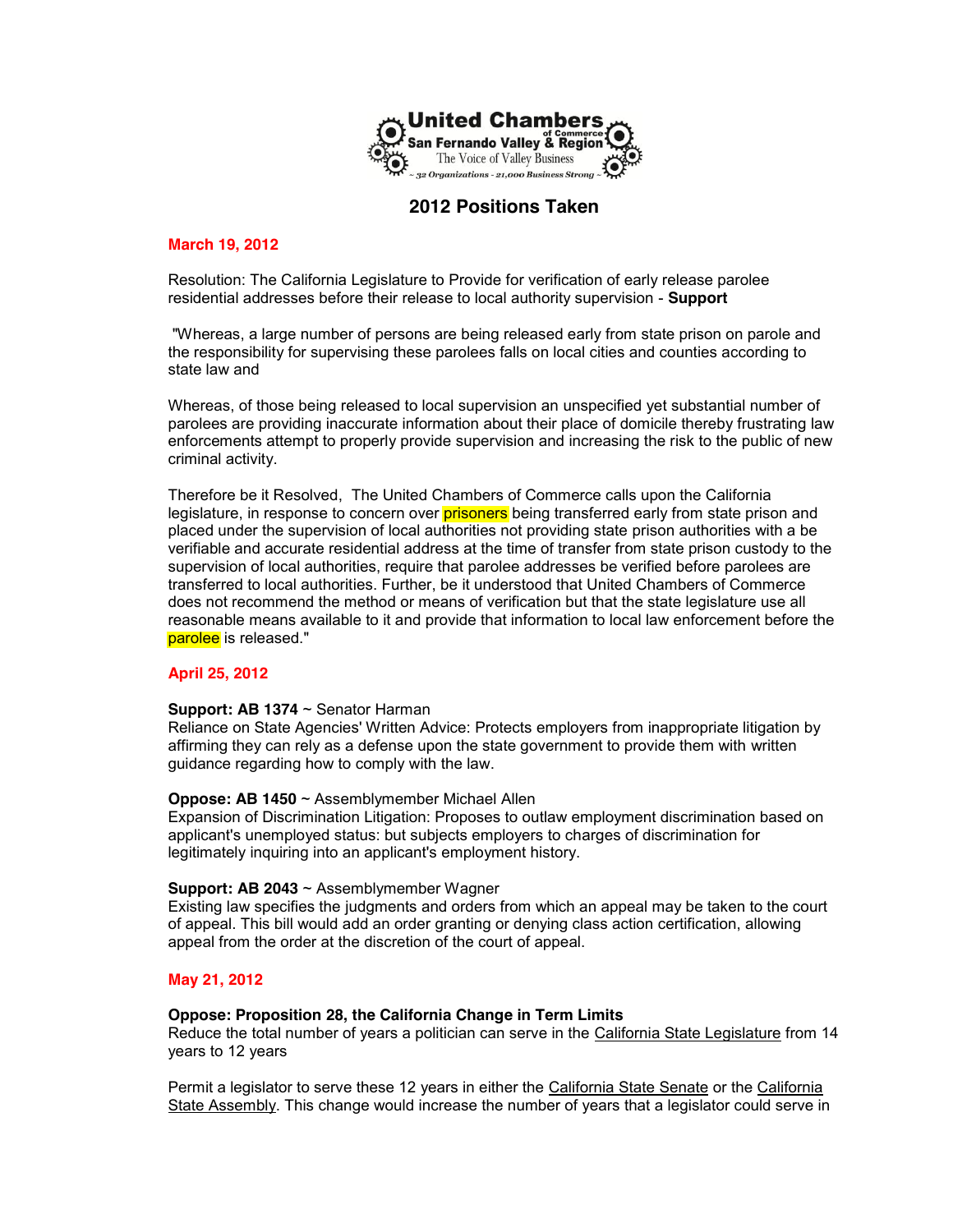**United Chambers of Commerce**
**San Fernando Valley & Region**
The Voice of Valley Business
~ 32 Organizations - 21,000 Business Strong ~

# 2012 Positions Taken

## March 19, 2012

Resolution: The California Legislature to Provide for verification of early release parolee residential addresses before their release to local authority supervision - **Support**

"Whereas, a large number of persons are being released early from state prison on parole and the responsibility for supervising these parolees falls on local cities and counties according to state law and

Whereas, of those being released to local supervision an unspecified yet substantial number of parolees are providing inaccurate information about their place of domicile thereby frustrating law enforcements attempt to properly provide supervision and increasing the risk to the public of new criminal activity.

Therefore be it Resolved, The United Chambers of Commerce calls upon the California legislature, in response to concern over prisoners being transferred early from state prison and placed under the supervision of local authorities not providing state prison authorities with a be verifiable and accurate residential address at the time of transfer from state prison custody to the supervision of local authorities, require that parolee addresses be verified before parolees are transferred to local authorities. Further, be it understood that United Chambers of Commerce does not recommend the method or means of verification but that the state legislature use all reasonable means available to it and provide that information to local law enforcement before the parolee is released."

## April 25, 2012

**Support: AB 1374** ~ Senator Harman
Reliance on State Agencies' Written Advice: Protects employers from inappropriate litigation by affirming they can rely as a defense upon the state government to provide them with written guidance regarding how to comply with the law.

**Oppose: AB 1450** ~ Assemblymember Michael Allen
Expansion of Discrimination Litigation: Proposes to outlaw employment discrimination based on applicant's unemployed status: but subjects employers to charges of discrimination for legitimately inquiring into an applicant's employment history.

**Support: AB 2043** ~ Assemblymember Wagner
Existing law specifies the judgments and orders from which an appeal may be taken to the court of appeal. This bill would add an order granting or denying class action certification, allowing appeal from the order at the discretion of the court of appeal.

## May 21, 2012

**Oppose: Proposition 28, the California Change in Term Limits**
Reduce the total number of years a politician can serve in the California State Legislature from 14 years to 12 years

Permit a legislator to serve these 12 years in either the California State Senate or the California State Assembly. This change would increase the number of years that a legislator could serve in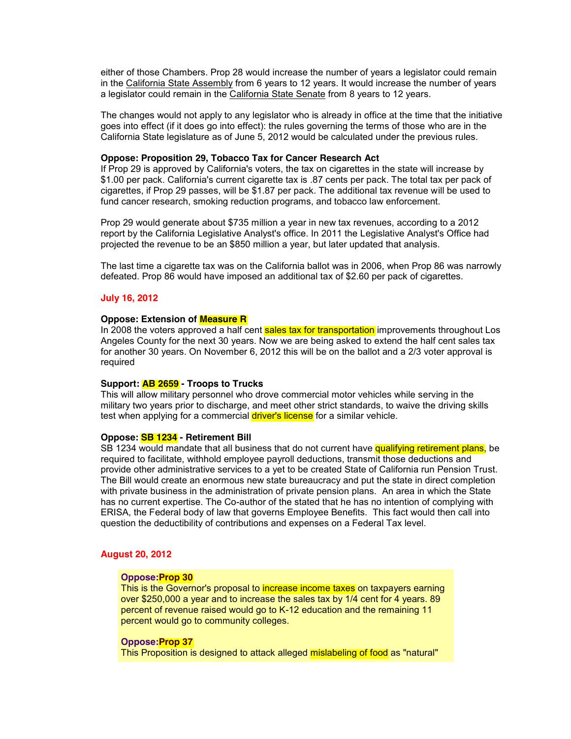either of those Chambers. Prop 28 would increase the number of years a legislator could remain in the California State Assembly from 6 years to 12 years. It would increase the number of years a legislator could remain in the California State Senate from 8 years to 12 years.

The changes would not apply to any legislator who is already in office at the time that the initiative goes into effect (if it does go into effect): the rules governing the terms of those who are in the California State legislature as of June 5, 2012 would be calculated under the previous rules.

**Oppose: Proposition 29, Tobacco Tax for Cancer Research Act**

If Prop 29 is approved by California's voters, the tax on cigarettes in the state will increase by $1.00 per pack. California's current cigarette tax is .87 cents per pack. The total tax per pack of cigarettes, if Prop 29 passes, will be $1.87 per pack. The additional tax revenue will be used to fund cancer research, smoking reduction programs, and tobacco law enforcement.

Prop 29 would generate about $735 million a year in new tax revenues, according to a 2012 report by the California Legislative Analyst's office. In 2011 the Legislative Analyst's Office had projected the revenue to be an $850 million a year, but later updated that analysis.

The last time a cigarette tax was on the California ballot was in 2006, when Prop 86 was narrowly defeated. Prop 86 would have imposed an additional tax of $2.60 per pack of cigarettes.

**July 16, 2012**

**Oppose: Extension of Measure R**

In 2008 the voters approved a half cent sales tax for transportation improvements throughout Los Angeles County for the next 30 years. Now we are being asked to extend the half cent sales tax for another 30 years. On November 6, 2012 this will be on the ballot and a 2/3 voter approval is required

**Support: AB 2659 - Troops to Trucks**

This will allow military personnel who drove commercial motor vehicles while serving in the military two years prior to discharge, and meet other strict standards, to waive the driving skills test when applying for a commercial driver's license for a similar vehicle.

**Oppose: SB 1234 - Retirement Bill**

SB 1234 would mandate that all business that do not current have qualifying retirement plans, be required to facilitate, withhold employee payroll deductions, transmit those deductions and provide other administrative services to a yet to be created State of California run Pension Trust. The Bill would create an enormous new state bureaucracy and put the state in direct completion with private business in the administration of private pension plans. An area in which the State has no current expertise. The Co-author of the stated that he has no intention of complying with ERISA, the Federal body of law that governs Employee Benefits. This fact would then call into question the deductibility of contributions and expenses on a Federal Tax level.

**August 20, 2012**

**Oppose:Prop 30**

This is the Governor's proposal to increase income taxes on taxpayers earning over $250,000 a year and to increase the sales tax by 1/4 cent for 4 years. 89 percent of revenue raised would go to K-12 education and the remaining 11 percent would go to community colleges.

**Oppose:Prop 37**

This Proposition is designed to attack alleged mislabeling of food as "natural"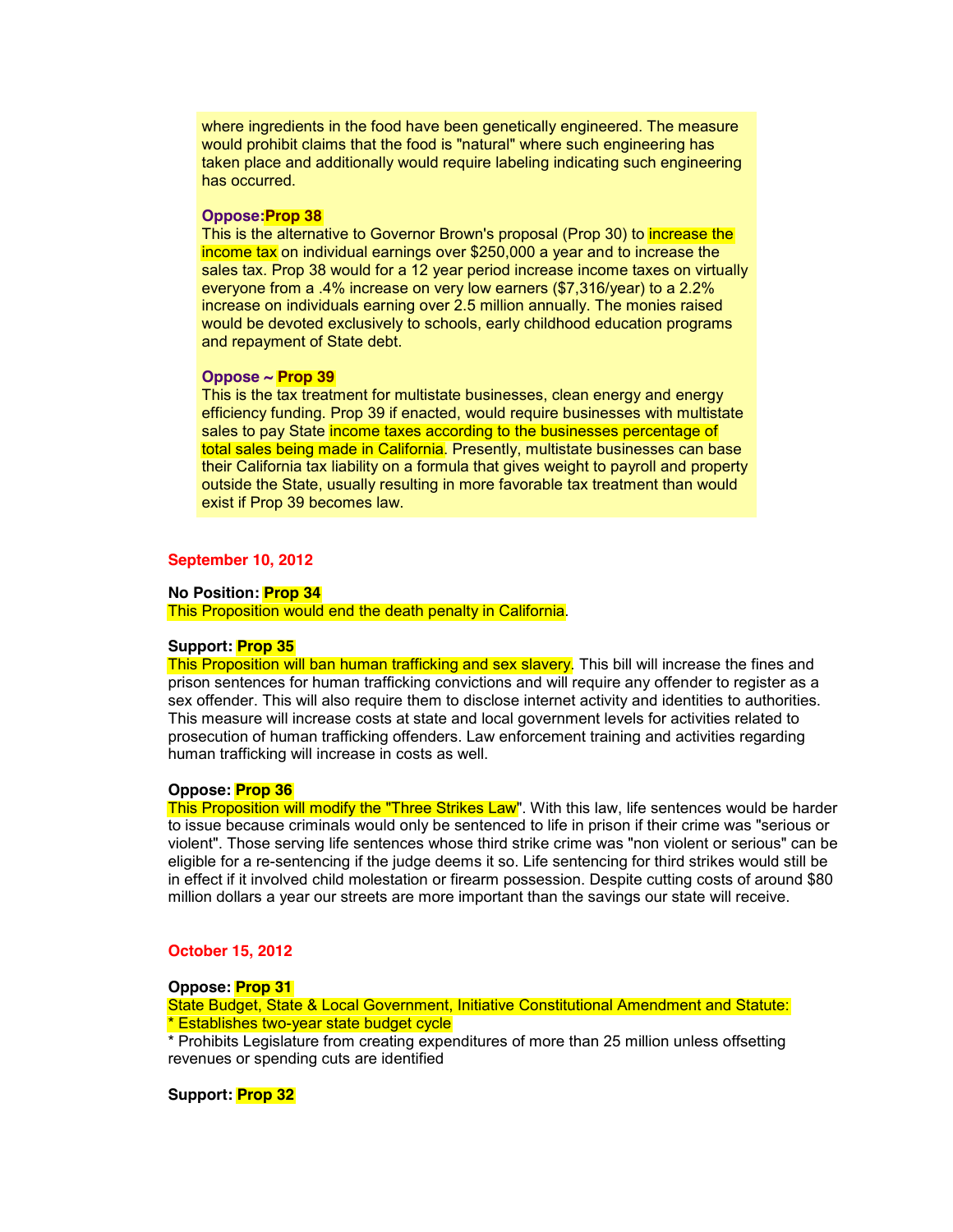where ingredients in the food have been genetically engineered. The measure would prohibit claims that the food is "natural" where such engineering has taken place and additionally would require labeling indicating such engineering has occurred.

**Oppose:Prop 38**
This is the alternative to Governor Brown's proposal (Prop 30) to increase the income tax on individual earnings over $250,000 a year and to increase the sales tax. Prop 38 would for a 12 year period increase income taxes on virtually everyone from a .4% increase on very low earners ($7,316/year) to a 2.2% increase on individuals earning over 2.5 million annually. The monies raised would be devoted exclusively to schools, early childhood education programs and repayment of State debt.

**Oppose ~ Prop 39**
This is the tax treatment for multistate businesses, clean energy and energy efficiency funding. Prop 39 if enacted, would require businesses with multistate sales to pay State income taxes according to the businesses percentage of total sales being made in California. Presently, multistate businesses can base their California tax liability on a formula that gives weight to payroll and property outside the State, usually resulting in more favorable tax treatment than would exist if Prop 39 becomes law.

**September 10, 2012**

**No Position: Prop 34**
This Proposition would end the death penalty in California.

**Support: Prop 35**
This Proposition will ban human trafficking and sex slavery. This bill will increase the fines and prison sentences for human trafficking convictions and will require any offender to register as a sex offender. This will also require them to disclose internet activity and identities to authorities. This measure will increase costs at state and local government levels for activities related to prosecution of human trafficking offenders. Law enforcement training and activities regarding human trafficking will increase in costs as well.

**Oppose: Prop 36**
This Proposition will modify the "Three Strikes Law". With this law, life sentences would be harder to issue because criminals would only be sentenced to life in prison if their crime was "serious or violent". Those serving life sentences whose third strike crime was "non violent or serious" can be eligible for a re-sentencing if the judge deems it so. Life sentencing for third strikes would still be in effect if it involved child molestation or firearm possession. Despite cutting costs of around $80 million dollars a year our streets are more important than the savings our state will receive.

**October 15, 2012**

**Oppose: Prop 31**
State Budget, State & Local Government, Initiative Constitutional Amendment and Statute:
* Establishes two-year state budget cycle
* Prohibits Legislature from creating expenditures of more than 25 million unless offsetting revenues or spending cuts are identified

**Support: Prop 32**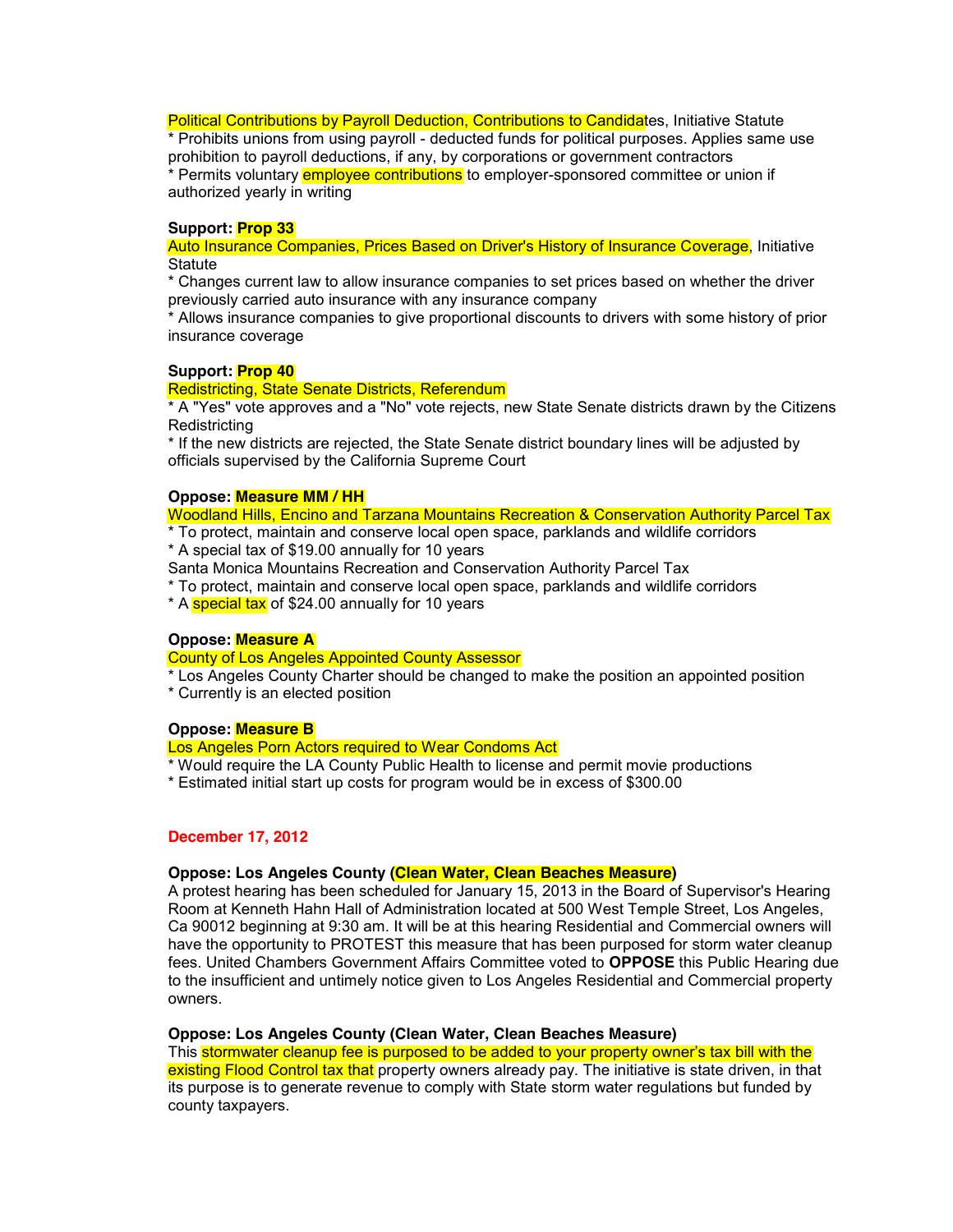Political Contributions by Payroll Deduction, Contributions to Candidates, Initiative Statute

* Prohibits unions from using payroll - deducted funds for political purposes. Applies same use prohibition to payroll deductions, if any, by corporations or government contractors
* Permits voluntary employee contributions to employer-sponsored committee or union if authorized yearly in writing

**Support: Prop 33**

Auto Insurance Companies, Prices Based on Driver's History of Insurance Coverage, Initiative Statute

* Changes current law to allow insurance companies to set prices based on whether the driver previously carried auto insurance with any insurance company
* Allows insurance companies to give proportional discounts to drivers with some history of prior insurance coverage

**Support: Prop 40**

Redistricting, State Senate Districts, Referendum

* A "Yes" vote approves and a "No" vote rejects, new State Senate districts drawn by the Citizens Redistricting
* If the new districts are rejected, the State Senate district boundary lines will be adjusted by officials supervised by the California Supreme Court

**Oppose: Measure MM / HH**

Woodland Hills, Encino and Tarzana Mountains Recreation & Conservation Authority Parcel Tax

* To protect, maintain and conserve local open space, parklands and wildlife corridors
* A special tax of $19.00 annually for 10 years

Santa Monica Mountains Recreation and Conservation Authority Parcel Tax

* To protect, maintain and conserve local open space, parklands and wildlife corridors
* A special tax of $24.00 annually for 10 years

**Oppose: Measure A**

County of Los Angeles Appointed County Assessor

* Los Angeles County Charter should be changed to make the position an appointed position
* Currently is an elected position

**Oppose: Measure B**

Los Angeles Porn Actors required to Wear Condoms Act

* Would require the LA County Public Health to license and permit movie productions
* Estimated initial start up costs for program would be in excess of $300.00

## December 17, 2012

**Oppose: Los Angeles County (Clean Water, Clean Beaches Measure)**

A protest hearing has been scheduled for January 15, 2013 in the Board of Supervisor's Hearing Room at Kenneth Hahn Hall of Administration located at 500 West Temple Street, Los Angeles, Ca 90012 beginning at 9:30 am. It will be at this hearing Residential and Commercial owners will have the opportunity to PROTEST this measure that has been purposed for storm water cleanup fees. United Chambers Government Affairs Committee voted to **OPPOSE** this Public Hearing due to the insufficient and untimely notice given to Los Angeles Residential and Commercial property owners.

**Oppose: Los Angeles County (Clean Water, Clean Beaches Measure)**

This stormwater cleanup fee is purposed to be added to your property owner's tax bill with the existing Flood Control tax that property owners already pay. The initiative is state driven, in that its purpose is to generate revenue to comply with State storm water regulations but funded by county taxpayers.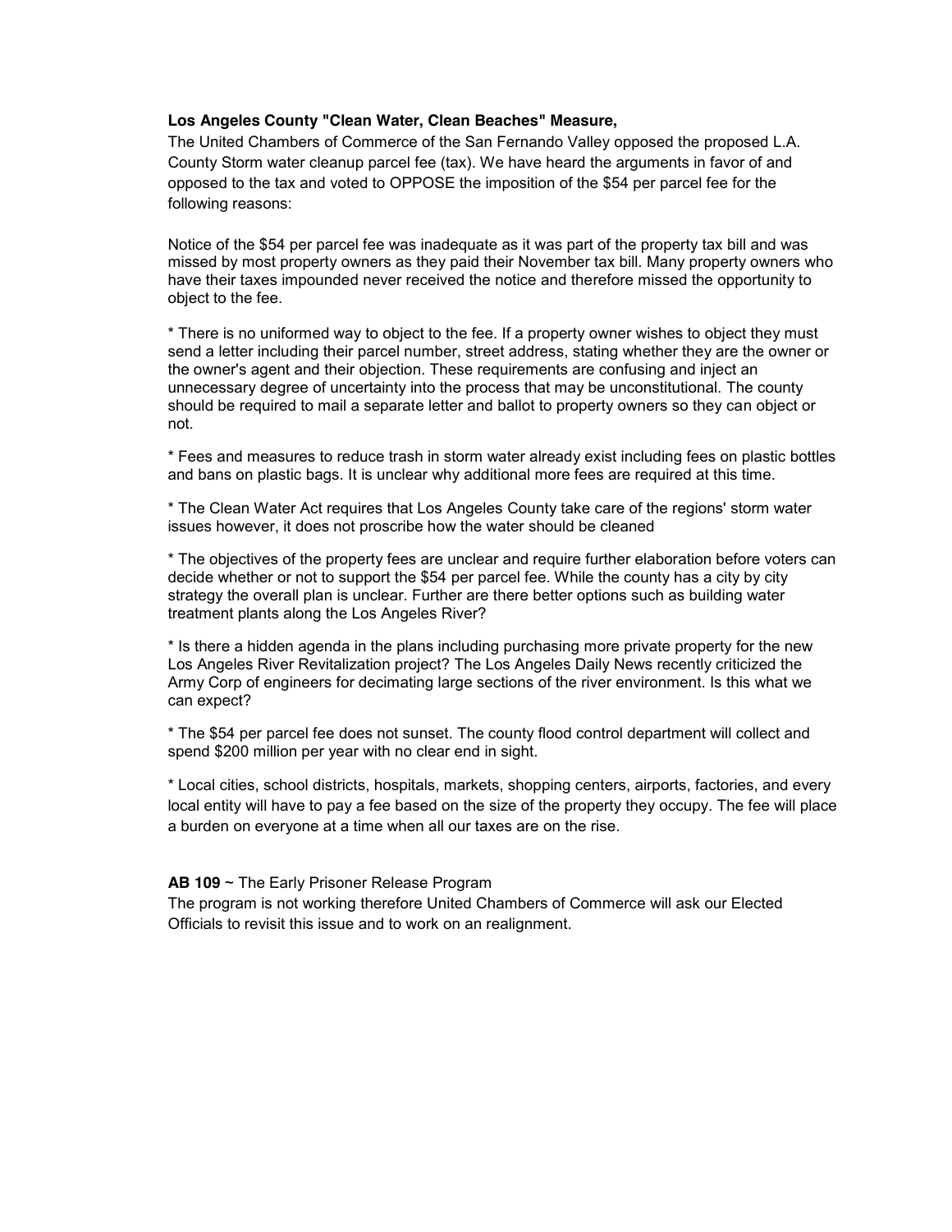**Los Angeles County "Clean Water, Clean Beaches" Measure,**

The United Chambers of Commerce of the San Fernando Valley opposed the proposed L.A. County Storm water cleanup parcel fee (tax). We have heard the arguments in favor of and opposed to the tax and voted to OPPOSE the imposition of the $54 per parcel fee for the following reasons:

Notice of the $54 per parcel fee was inadequate as it was part of the property tax bill and was missed by most property owners as they paid their November tax bill. Many property owners who have their taxes impounded never received the notice and therefore missed the opportunity to object to the fee.

* There is no uniformed way to object to the fee. If a property owner wishes to object they must send a letter including their parcel number, street address, stating whether they are the owner or the owner's agent and their objection. These requirements are confusing and inject an unnecessary degree of uncertainty into the process that may be unconstitutional. The county should be required to mail a separate letter and ballot to property owners so they can object or not.

* Fees and measures to reduce trash in storm water already exist including fees on plastic bottles and bans on plastic bags. It is unclear why additional more fees are required at this time.

* The Clean Water Act requires that Los Angeles County take care of the regions' storm water issues however, it does not proscribe how the water should be cleaned

* The objectives of the property fees are unclear and require further elaboration before voters can decide whether or not to support the $54 per parcel fee. While the county has a city by city strategy the overall plan is unclear. Further are there better options such as building water treatment plants along the Los Angeles River?

* Is there a hidden agenda in the plans including purchasing more private property for the new Los Angeles River Revitalization project? The Los Angeles Daily News recently criticized the Army Corp of engineers for decimating large sections of the river environment. Is this what we can expect?

* The $54 per parcel fee does not sunset. The county flood control department will collect and spend $200 million per year with no clear end in sight.

* Local cities, school districts, hospitals, markets, shopping centers, airports, factories, and every local entity will have to pay a fee based on the size of the property they occupy. The fee will place a burden on everyone at a time when all our taxes are on the rise.

**AB 109** ~ The Early Prisoner Release Program

The program is not working therefore United Chambers of Commerce will ask our Elected Officials to revisit this issue and to work on an realignment.